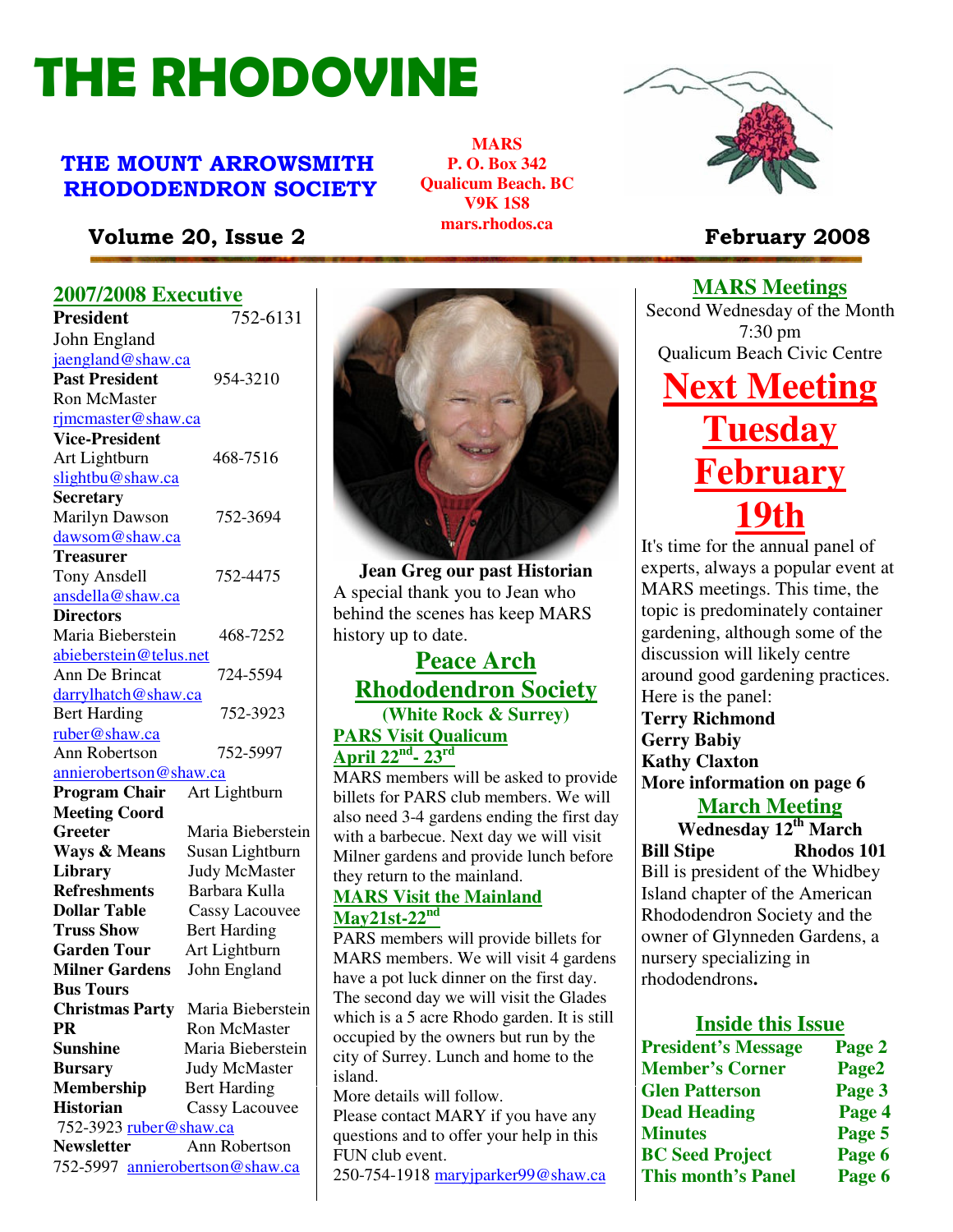# THE RHODOVINE

## THE MOUNT ARROWSMITH RHODODENDRON SOCIETY

**MARS**
**P. O. Box 342**
**Qualicum Beach. BC**
**V9K 1S8**
**mars.rhodos.ca**

**Volume 20, Issue 2** **February 2008**

## 2007/2008 Executive

**President** 752-6131
John England
jaengland@shaw.ca

**Past President** 954-3210
Ron McMaster
rjmcmaster@shaw.ca

**Vice-President**
Art Lightburn 468-7516
slightbu@shaw.ca

**Secretary**
Marilyn Dawson 752-3694
dawsom@shaw.ca

**Treasurer**
Tony Ansdell 752-4475
ansdella@shaw.ca

**Directors**
Maria Bieberstein 468-7252
abieberstein@telus.net
Ann De Brincat 724-5594
darrylhatch@shaw.ca
Bert Harding 752-3923
ruber@shaw.ca
Ann Robertson 752-5997
annierobertson@shaw.ca

**Program Chair** Art Lightburn
**Meeting Coord**
**Greeter** Maria Bieberstein
**Ways & Means** Susan Lightburn
**Library** Judy McMaster
**Refreshments** Barbara Kulla
**Dollar Table** Cassy Lacouvee
**Truss Show** Bert Harding
**Garden Tour** Art Lightburn
**Milner Gardens** John England
**Bus Tours**
**Christmas Party** Maria Bieberstein
**PR** Ron McMaster
**Sunshine** Maria Bieberstein
**Bursary** Judy McMaster
**Membership** Bert Harding
**Historian** Cassy Lacouvee
752-3923 ruber@shaw.ca
**Newsletter** Ann Robertson
752-5997 annierobertson@shaw.ca

**Jean Greg our past Historian**
A special thank you to Jean who behind the scenes has keep MARS history up to date.

## Peace Arch Rhododendron Society

**(White Rock & Surrey)**

### PARS Visit Qualicum April 22nd- 23rd

MARS members will be asked to provide billets for PARS club members. We will also need 3-4 gardens ending the first day with a barbecue. Next day we will visit Milner gardens and provide lunch before they return to the mainland.

### MARS Visit the Mainland May21st-22nd

PARS members will provide billets for MARS members. We will visit 4 gardens have a pot luck dinner on the first day. The second day we will visit the Glades which is a 5 acre Rhodo garden. It is still occupied by the owners but run by the city of Surrey. Lunch and home to the island.

More details will follow.

Please contact MARY if you have any questions and to offer your help in this FUN club event.

250-754-1918 maryjparker99@shaw.ca

## MARS Meetings

Second Wednesday of the Month
7:30 pm
Qualicum Beach Civic Centre

# Next Meeting Tuesday February 19th

It's time for the annual panel of experts, always a popular event at MARS meetings. This time, the topic is predominately container gardening, although some of the discussion will likely centre around good gardening practices. Here is the panel:

**Terry Richmond**
**Gerry Babiy**
**Kathy Claxton**
**More information on page 6**

## March Meeting

**Wednesday 12th March**

**Bill Stipe** **Rhodos 101**

Bill is president of the Whidbey Island chapter of the American Rhododendron Society and the owner of Glynneden Gardens, a nursery specializing in rhododendrons**.**

## Inside this Issue

| | |
|---|---|
| **President's Message** | **Page 2** |
| **Member's Corner** | **Page2** |
| **Glen Patterson** | **Page 3** |
| **Dead Heading** | **Page 4** |
| **Minutes** | **Page 5** |
| **BC Seed Project** | **Page 6** |
| **This month's Panel** | **Page 6** |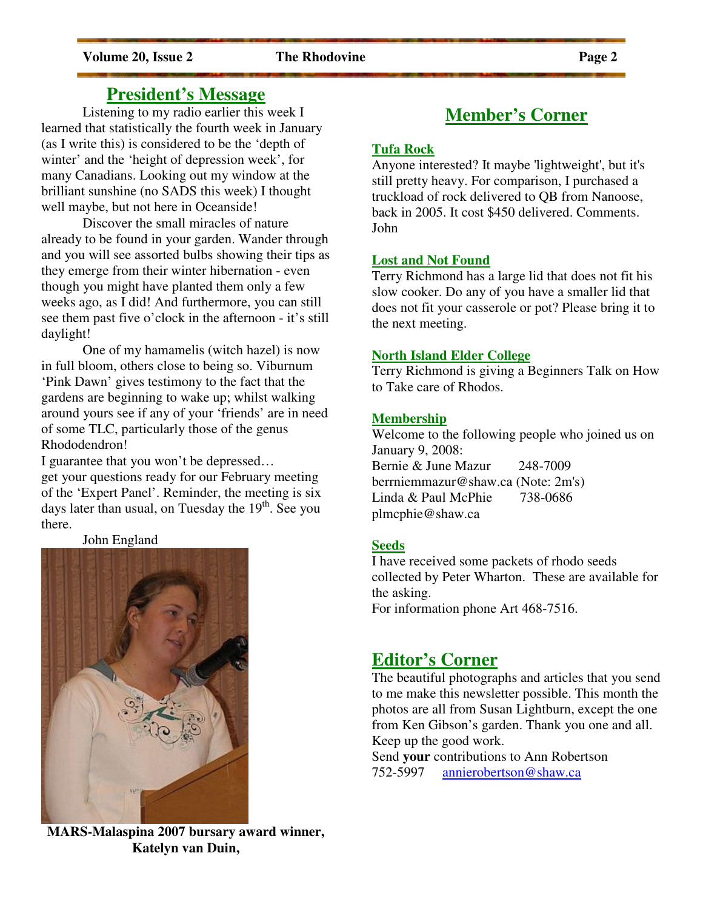## President's Message

Listening to my radio earlier this week I learned that statistically the fourth week in January (as I write this) is considered to be the 'depth of winter' and the 'height of depression week', for many Canadians. Looking out my window at the brilliant sunshine (no SADS this week) I thought well maybe, but not here in Oceanside!

Discover the small miracles of nature already to be found in your garden. Wander through and you will see assorted bulbs showing their tips as they emerge from their winter hibernation - even though you might have planted them only a few weeks ago, as I did! And furthermore, you can still see them past five o'clock in the afternoon - it's still daylight!

One of my hamamelis (witch hazel) is now in full bloom, others close to being so. Viburnum 'Pink Dawn' gives testimony to the fact that the gardens are beginning to wake up; whilst walking around yours see if any of your 'friends' are in need of some TLC, particularly those of the genus Rhododendron!

I guarantee that you won't be depressed… get your questions ready for our February meeting of the 'Expert Panel'. Reminder, the meeting is six days later than usual, on Tuesday the 19th. See you there.

John England

**MARS-Malaspina 2007 bursary award winner, Katelyn van Duin,**

## Member's Corner

### Tufa Rock

Anyone interested? It maybe 'lightweight', but it's still pretty heavy. For comparison, I purchased a truckload of rock delivered to QB from Nanoose, back in 2005. It cost $450 delivered. Comments. John

### Lost and Not Found

Terry Richmond has a large lid that does not fit his slow cooker. Do any of you have a smaller lid that does not fit your casserole or pot? Please bring it to the next meeting.

### North Island Elder College

Terry Richmond is giving a Beginners Talk on How to Take care of Rhodos.

### Membership

Welcome to the following people who joined us on January 9, 2008:
Bernie & June Mazur 248-7009
berrniemmazur@shaw.ca (Note: 2m's)
Linda & Paul McPhie 738-0686
plmcphie@shaw.ca

### Seeds

I have received some packets of rhodo seeds collected by Peter Wharton. These are available for the asking.
For information phone Art 468-7516.

## Editor's Corner

The beautiful photographs and articles that you send to me make this newsletter possible. This month the photos are all from Susan Lightburn, except the one from Ken Gibson's garden. Thank you one and all. Keep up the good work.
Send **your** contributions to Ann Robertson
752-5997 annierobertson@shaw.ca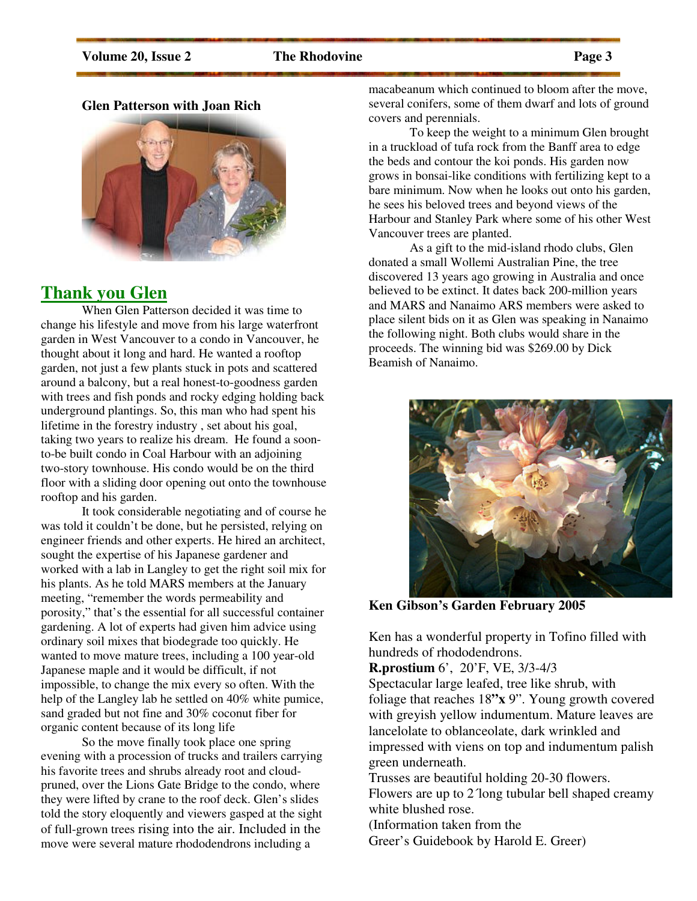**Glen Patterson with Joan Rich**

## Thank you Glen

When Glen Patterson decided it was time to change his lifestyle and move from his large waterfront garden in West Vancouver to a condo in Vancouver, he thought about it long and hard. He wanted a rooftop garden, not just a few plants stuck in pots and scattered around a balcony, but a real honest-to-goodness garden with trees and fish ponds and rocky edging holding back underground plantings. So, this man who had spent his lifetime in the forestry industry , set about his goal, taking two years to realize his dream. He found a soon-to-be built condo in Coal Harbour with an adjoining two-story townhouse. His condo would be on the third floor with a sliding door opening out onto the townhouse rooftop and his garden.

It took considerable negotiating and of course he was told it couldn't be done, but he persisted, relying on engineer friends and other experts. He hired an architect, sought the expertise of his Japanese gardener and worked with a lab in Langley to get the right soil mix for his plants. As he told MARS members at the January meeting, "remember the words permeability and porosity," that's the essential for all successful container gardening. A lot of experts had given him advice using ordinary soil mixes that biodegrade too quickly. He wanted to move mature trees, including a 100 year-old Japanese maple and it would be difficult, if not impossible, to change the mix every so often. With the help of the Langley lab he settled on 40% white pumice, sand graded but not fine and 30% coconut fiber for organic content because of its long life

So the move finally took place one spring evening with a procession of trucks and trailers carrying his favorite trees and shrubs already root and cloud-pruned, over the Lions Gate Bridge to the condo, where they were lifted by crane to the roof deck. Glen's slides told the story eloquently and viewers gasped at the sight of full-grown trees rising into the air. Included in the move were several mature rhododendrons including a macabeanum which continued to bloom after the move, several conifers, some of them dwarf and lots of ground covers and perennials.

To keep the weight to a minimum Glen brought in a truckload of tufa rock from the Banff area to edge the beds and contour the koi ponds. His garden now grows in bonsai-like conditions with fertilizing kept to a bare minimum. Now when he looks out onto his garden, he sees his beloved trees and beyond views of the Harbour and Stanley Park where some of his other West Vancouver trees are planted.

As a gift to the mid-island rhodo clubs, Glen donated a small Wollemi Australian Pine, the tree discovered 13 years ago growing in Australia and once believed to be extinct. It dates back 200-million years and MARS and Nanaimo ARS members were asked to place silent bids on it as Glen was speaking in Nanaimo the following night. Both clubs would share in the proceeds. The winning bid was $269.00 by Dick Beamish of Nanaimo.

**Ken Gibson's Garden February 2005**

Ken has a wonderful property in Tofino filled with hundreds of rhododendrons.

**R.prostium** 6', 20'F, VE, 3/3-4/3

Spectacular large leafed, tree like shrub, with foliage that reaches 18**"x** 9". Young growth covered with greyish yellow indumentum. Mature leaves are lancelolate to oblanceolate, dark wrinkled and impressed with viens on top and indumentum palish green underneath.

Trusses are beautiful holding 20-30 flowers. Flowers are up to 2´long tubular bell shaped creamy white blushed rose.

(Information taken from the Greer's Guidebook by Harold E. Greer)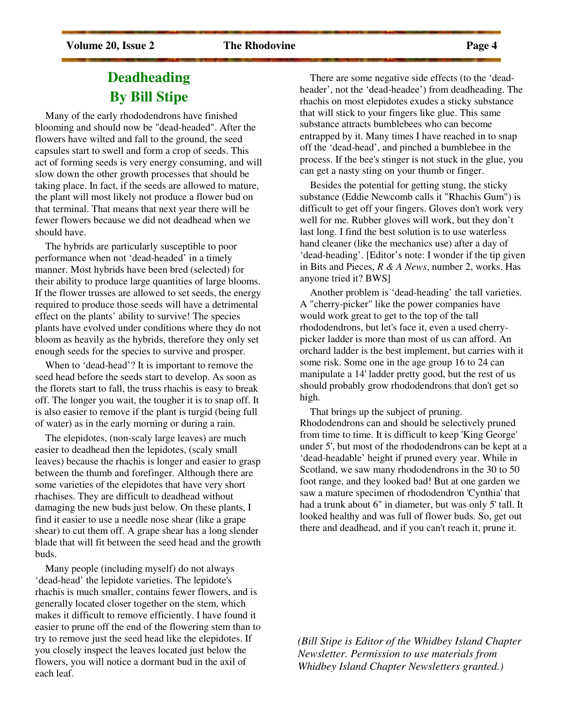# Deadheading
## By Bill Stipe

Many of the early rhododendrons have finished blooming and should now be "dead-headed". After the flowers have wilted and fall to the ground, the seed capsules start to swell and form a crop of seeds. This act of forming seeds is very energy consuming, and will slow down the other growth processes that should be taking place. In fact, if the seeds are allowed to mature, the plant will most likely not produce a flower bud on that terminal. That means that next year there will be fewer flowers because we did not deadhead when we should have.

The hybrids are particularly susceptible to poor performance when not 'dead-headed' in a timely manner. Most hybrids have been bred (selected) for their ability to produce large quantities of large blooms. If the flower trusses are allowed to set seeds, the energy required to produce those seeds will have a detrimental effect on the plants' ability to survive! The species plants have evolved under conditions where they do not bloom as heavily as the hybrids, therefore they only set enough seeds for the species to survive and prosper.

When to 'dead-head'? It is important to remove the seed head before the seeds start to develop. As soon as the florets start to fall, the truss rhachis is easy to break off. The longer you wait, the tougher it is to snap off. It is also easier to remove if the plant is turgid (being full of water) as in the early morning or during a rain.

The elepidotes, (non-scaly large leaves) are much easier to deadhead then the lepidotes, (scaly small leaves) because the rhachis is longer and easier to grasp between the thumb and forefinger. Although there are some varieties of the elepidotes that have very short rhachises. They are difficult to deadhead without damaging the new buds just below. On these plants, I find it easier to use a needle nose shear (like a grape shear) to cut them off. A grape shear has a long slender blade that will fit between the seed head and the growth buds.

Many people (including myself) do not always 'dead-head' the lepidote varieties. The lepidote's rhachis is much smaller, contains fewer flowers, and is generally located closer together on the stem, which makes it difficult to remove efficiently. I have found it easier to prune off the end of the flowering stem than to try to remove just the seed head like the elepidotes. If you closely inspect the leaves located just below the flowers, you will notice a dormant bud in the axil of each leaf.

There are some negative side effects (to the 'dead-header', not the 'dead-headee') from deadheading. The rhachis on most elepidotes exudes a sticky substance that will stick to your fingers like glue. This same substance attracts bumblebees who can become entrapped by it. Many times I have reached in to snap off the 'dead-head', and pinched a bumblebee in the process. If the bee's stinger is not stuck in the glue, you can get a nasty sting on your thumb or finger.

Besides the potential for getting stung, the sticky substance (Eddie Newcomb calls it "Rhachis Gum") is difficult to get off your fingers. Gloves don't work very well for me. Rubber gloves will work, but they don't last long. I find the best solution is to use waterless hand cleaner (like the mechanics use) after a day of 'dead-heading'. [Editor's note: I wonder if the tip given in Bits and Pieces, *R & A News*, number 2, works. Has anyone tried it? BWS]

Another problem is 'dead-heading' the tall varieties. A "cherry-picker" like the power companies have would work great to get to the top of the tall rhododendrons, but let's face it, even a used cherry-picker ladder is more than most of us can afford. An orchard ladder is the best implement, but carries with it some risk. Some one in the age group 16 to 24 can manipulate a 14' ladder pretty good, but the rest of us should probably grow rhododendrons that don't get so high.

That brings up the subject of pruning. Rhododendrons can and should be selectively pruned from time to time. It is difficult to keep 'King George' under 5', but most of the rhododendrons can be kept at a 'dead-headable' height if pruned every year. While in Scotland, we saw many rhododendrons in the 30 to 50 foot range, and they looked bad! But at one garden we saw a mature specimen of rhododendron 'Cynthia' that had a trunk about 6" in diameter, but was only 5' tall. It looked healthy and was full of flower buds. So, get out there and deadhead, and if you can't reach it, prune it.

*(Bill Stipe is Editor of the Whidbey Island Chapter Newsletter. Permission to use materials from Whidbey Island Chapter Newsletters granted.)*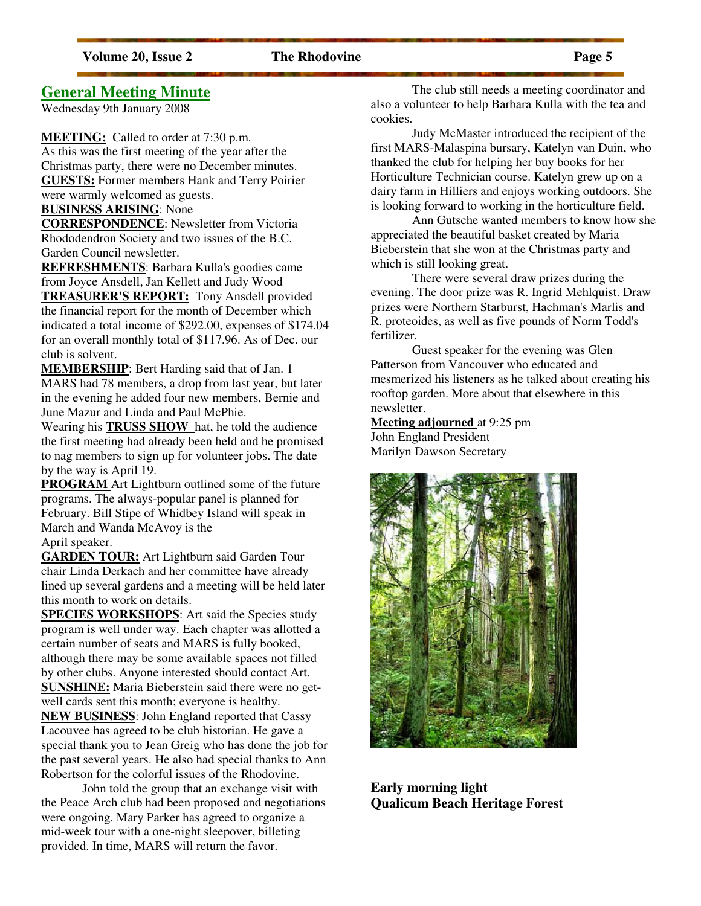## General Meeting Minute

Wednesday 9th January 2008

**MEETING:** Called to order at 7:30 p.m.
As this was the first meeting of the year after the Christmas party, there were no December minutes.

**GUESTS:** Former members Hank and Terry Poirier were warmly welcomed as guests.

**BUSINESS ARISING**: None

**CORRESPONDENCE**: Newsletter from Victoria Rhododendron Society and two issues of the B.C. Garden Council newsletter.

**REFRESHMENTS**: Barbara Kulla's goodies came from Joyce Ansdell, Jan Kellett and Judy Wood

**TREASURER'S REPORT:** Tony Ansdell provided the financial report for the month of December which indicated a total income of $292.00, expenses of $174.04 for an overall monthly total of $117.96. As of Dec. our club is solvent.

**MEMBERSHIP**: Bert Harding said that of Jan. 1 MARS had 78 members, a drop from last year, but later in the evening he added four new members, Bernie and June Mazur and Linda and Paul McPhie.

Wearing his **TRUSS SHOW** hat, he told the audience the first meeting had already been held and he promised to nag members to sign up for volunteer jobs. The date by the way is April 19.

**PROGRAM** Art Lightburn outlined some of the future programs. The always-popular panel is planned for February. Bill Stipe of Whidbey Island will speak in March and Wanda McAvoy is the April speaker.

**GARDEN TOUR:** Art Lightburn said Garden Tour chair Linda Derkach and her committee have already lined up several gardens and a meeting will be held later this month to work on details.

**SPECIES WORKSHOPS**: Art said the Species study program is well under way. Each chapter was allotted a certain number of seats and MARS is fully booked, although there may be some available spaces not filled by other clubs. Anyone interested should contact Art.

**SUNSHINE:** Maria Bieberstein said there were no get-well cards sent this month; everyone is healthy.

**NEW BUSINESS**: John England reported that Cassy Lacouvee has agreed to be club historian. He gave a special thank you to Jean Greig who has done the job for the past several years. He also had special thanks to Ann Robertson for the colorful issues of the Rhodovine.

John told the group that an exchange visit with the Peace Arch club had been proposed and negotiations were ongoing. Mary Parker has agreed to organize a mid-week tour with a one-night sleepover, billeting provided. In time, MARS will return the favor.

The club still needs a meeting coordinator and also a volunteer to help Barbara Kulla with the tea and cookies.

Judy McMaster introduced the recipient of the first MARS-Malaspina bursary, Katelyn van Duin, who thanked the club for helping her buy books for her Horticulture Technician course. Katelyn grew up on a dairy farm in Hilliers and enjoys working outdoors. She is looking forward to working in the horticulture field.

Ann Gutsche wanted members to know how she appreciated the beautiful basket created by Maria Bieberstein that she won at the Christmas party and which is still looking great.

There were several draw prizes during the evening. The door prize was R. Ingrid Mehlquist. Draw prizes were Northern Starburst, Hachman's Marlis and R. proteoides, as well as five pounds of Norm Todd's fertilizer.

Guest speaker for the evening was Glen Patterson from Vancouver who educated and mesmerized his listeners as he talked about creating his rooftop garden. More about that elsewhere in this newsletter.

**Meeting adjourned** at 9:25 pm
John England President
Marilyn Dawson Secretary

**Early morning light**
**Qualicum Beach Heritage Forest**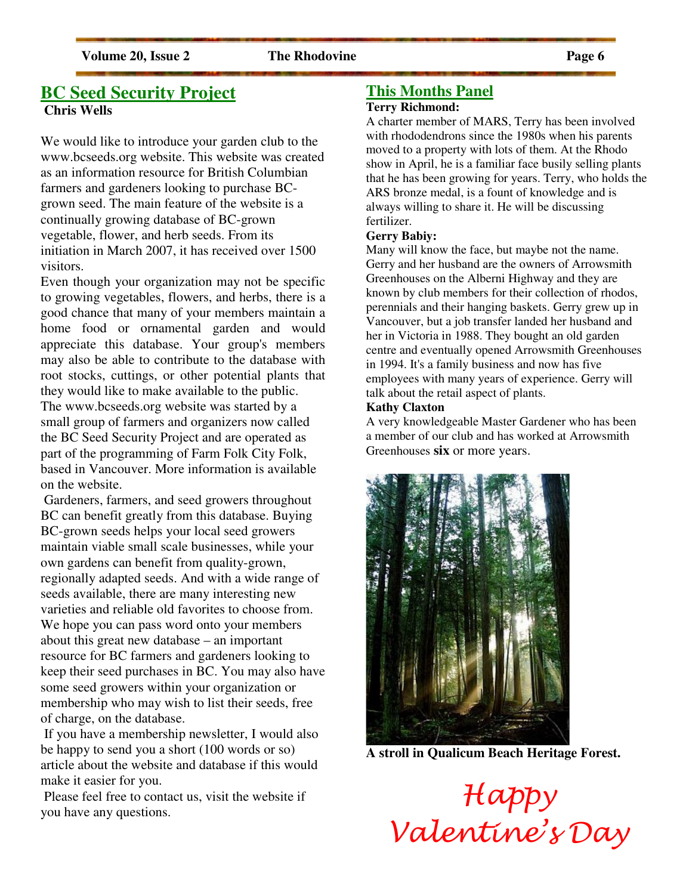## BC Seed Security Project

**Chris Wells**

We would like to introduce your garden club to the www.bcseeds.org website. This website was created as an information resource for British Columbian farmers and gardeners looking to purchase BC-grown seed. The main feature of the website is a continually growing database of BC-grown vegetable, flower, and herb seeds. From its initiation in March 2007, it has received over 1500 visitors.

Even though your organization may not be specific to growing vegetables, flowers, and herbs, there is a good chance that many of your members maintain a home food or ornamental garden and would appreciate this database. Your group's members may also be able to contribute to the database with root stocks, cuttings, or other potential plants that they would like to make available to the public.

The www.bcseeds.org website was started by a small group of farmers and organizers now called the BC Seed Security Project and are operated as part of the programming of Farm Folk City Folk, based in Vancouver. More information is available on the website.

Gardeners, farmers, and seed growers throughout BC can benefit greatly from this database. Buying BC-grown seeds helps your local seed growers maintain viable small scale businesses, while your own gardens can benefit from quality-grown, regionally adapted seeds. And with a wide range of seeds available, there are many interesting new varieties and reliable old favorites to choose from. We hope you can pass word onto your members about this great new database – an important resource for BC farmers and gardeners looking to keep their seed purchases in BC. You may also have some seed growers within your organization or membership who may wish to list their seeds, free of charge, on the database.

If you have a membership newsletter, I would also be happy to send you a short (100 words or so) article about the website and database if this would make it easier for you.

Please feel free to contact us, visit the website if you have any questions.

## This Months Panel

**Terry Richmond:**

A charter member of MARS, Terry has been involved with rhododendrons since the 1980s when his parents moved to a property with lots of them. At the Rhodo show in April, he is a familiar face busily selling plants that he has been growing for years. Terry, who holds the ARS bronze medal, is a fount of knowledge and is always willing to share it. He will be discussing fertilizer.

**Gerry Babiy:**

Many will know the face, but maybe not the name. Gerry and her husband are the owners of Arrowsmith Greenhouses on the Alberni Highway and they are known by club members for their collection of rhodos, perennials and their hanging baskets. Gerry grew up in Vancouver, but a job transfer landed her husband and her in Victoria in 1988. They bought an old garden centre and eventually opened Arrowsmith Greenhouses in 1994. It's a family business and now has five employees with many years of experience. Gerry will talk about the retail aspect of plants.

**Kathy Claxton**

A very knowledgeable Master Gardener who has been a member of our club and has worked at Arrowsmith Greenhouses **six** or more years.

**A stroll in Qualicum Beach Heritage Forest.**

*Happy Valentine's Day*